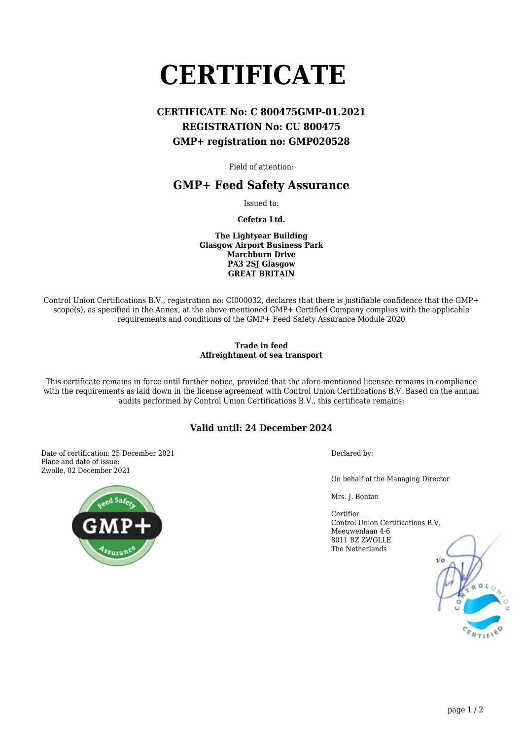# CERTIFICATE

**CERTIFICATE No: C 800475GMP-01.2021**
**REGISTRATION No: CU 800475**
**GMP+ registration no: GMP020528**

Field of attention:

## GMP+ Feed Safety Assurance

Issued to:

**Cefetra Ltd.**

**The Lightyear Building**
**Glasgow Airport Business Park**
**Marchburn Drive**
**PA3 2SJ Glasgow**
**GREAT BRITAIN**

Control Union Certifications B.V., registration no: CI000032, declares that there is justifiable confidence that the GMP+ scope(s), as specified in the Annex, at the above mentioned GMP+ Certified Company complies with the applicable requirements and conditions of the GMP+ Feed Safety Assurance Module 2020

**Trade in feed**
**Affreightment of sea transport**

This certificate remains in force until further notice, provided that the afore-mentioned licensee remains in compliance with the requirements as laid down in the license agreement with Control Union Certifications B.V. Based on the annual audits performed by Control Union Certifications B.V., this certificate remains:

### Valid until: 24 December 2024

Date of certification: 25 December 2021
Place and date of issue:
Zwolle, 02 December 2021

Declared by:

On behalf of the Managing Director

Mrs. J. Bontan

Certifier
Control Union Certifications B.V.
Meeuwenlaan 4-6
8011 BZ ZWOLLE
The Netherlands

i/o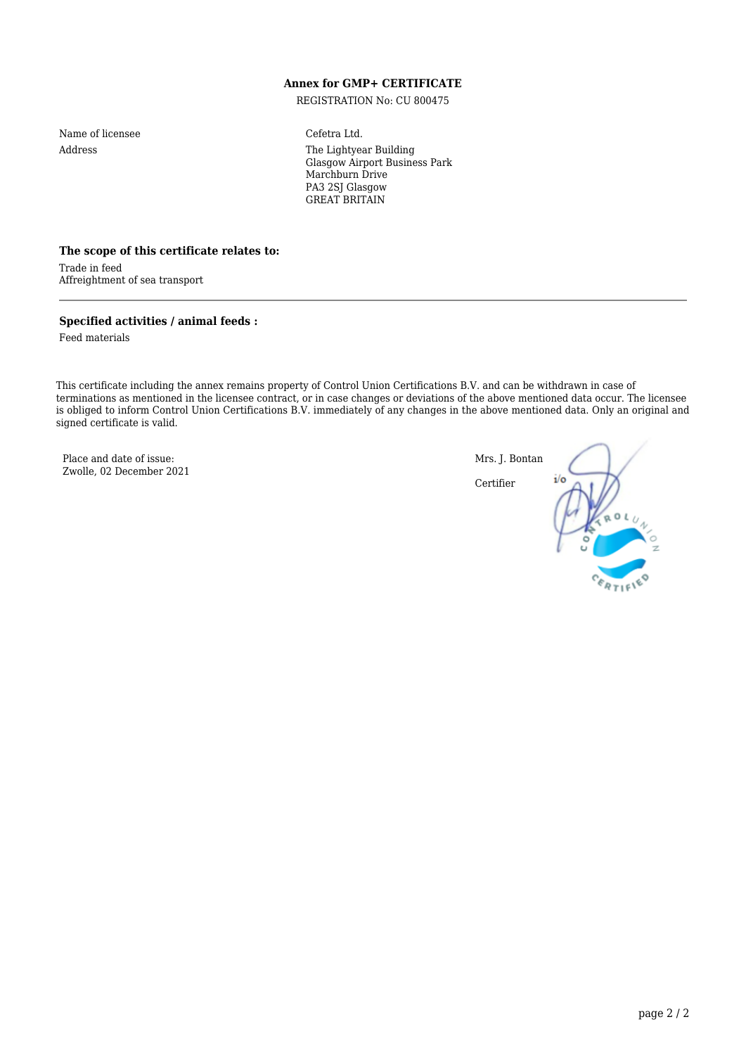**Annex for GMP+ CERTIFICATE**

REGISTRATION No: CU 800475

| | |
|---|---|
| Name of licensee | Cefetra Ltd. |
| Address | The Lightyear Building<br>Glasgow Airport Business Park<br>Marchburn Drive<br>PA3 2SJ Glasgow<br>GREAT BRITAIN |

**The scope of this certificate relates to:**

Trade in feed
Affreightment of sea transport

---

**Specified activities / animal feeds :**

Feed materials

This certificate including the annex remains property of Control Union Certifications B.V. and can be withdrawn in case of terminations as mentioned in the licensee contract, or in case changes or deviations of the above mentioned data occur. The licensee is obliged to inform Control Union Certifications B.V. immediately of any changes in the above mentioned data. Only an original and signed certificate is valid.

Place and date of issue:
Zwolle, 02 December 2021

Mrs. J. Bontan

Certifier

i/o

CONTROL UNION CERTIFIED